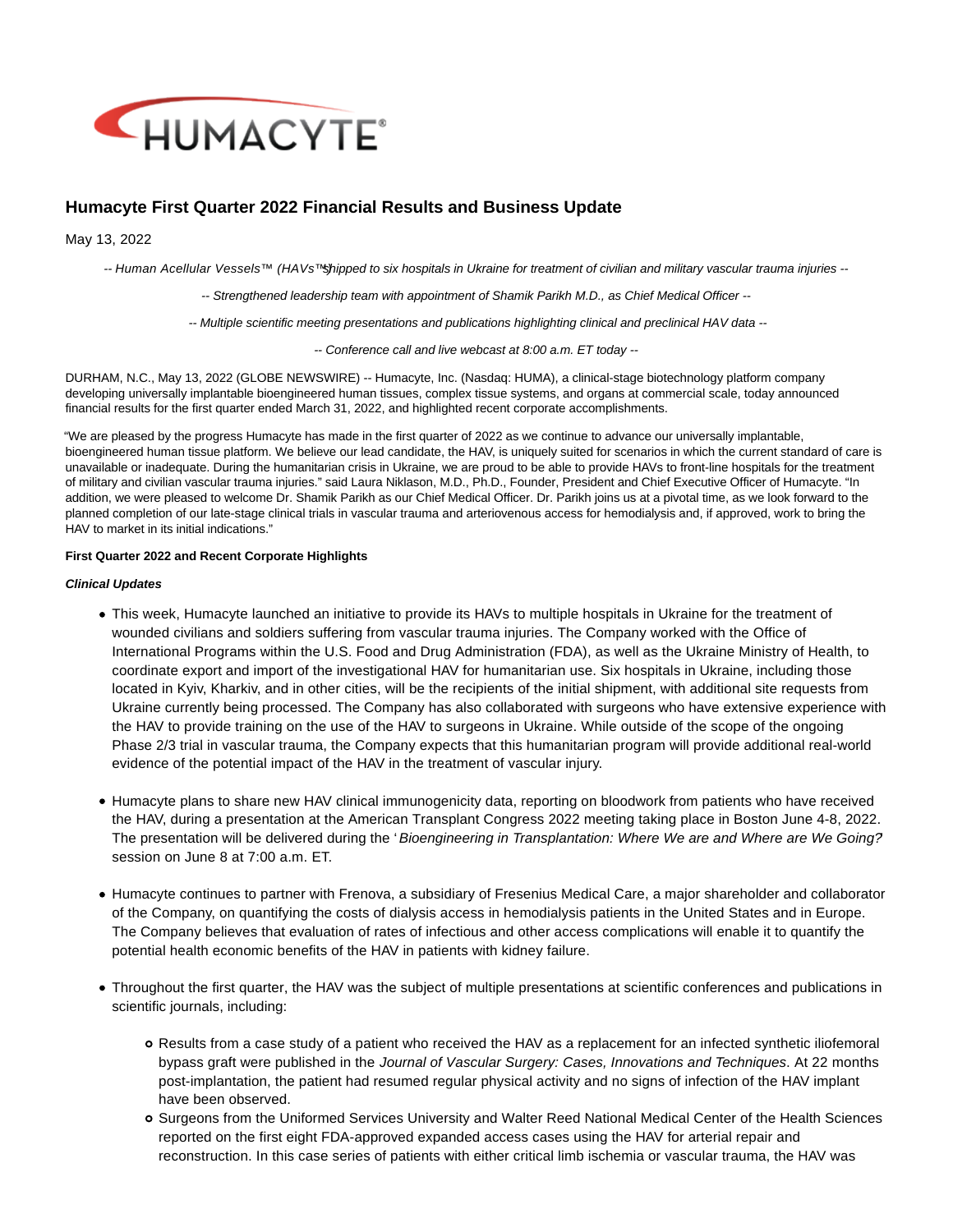# Humacyte First Quarter 2022 Financial Results and Business Update

May 13, 2022

*-- Human Acellular Vessels™ (HAVs™) shipped to six hospitals in Ukraine for treatment of civilian and military vascular trauma injuries --*

*-- Strengthened leadership team with appointment of Shamik Parikh M.D., as Chief Medical Officer --*

*-- Multiple scientific meeting presentations and publications highlighting clinical and preclinical HAV data --*

*-- Conference call and live webcast at 8:00 a.m. ET today --*

DURHAM, N.C., May 13, 2022 (GLOBE NEWSWIRE) -- Humacyte, Inc. (Nasdaq: HUMA), a clinical-stage biotechnology platform company developing universally implantable bioengineered human tissues, complex tissue systems, and organs at commercial scale, today announced financial results for the first quarter ended March 31, 2022, and highlighted recent corporate accomplishments.

"We are pleased by the progress Humacyte has made in the first quarter of 2022 as we continue to advance our universally implantable, bioengineered human tissue platform. We believe our lead candidate, the HAV, is uniquely suited for scenarios in which the current standard of care is unavailable or inadequate. During the humanitarian crisis in Ukraine, we are proud to be able to provide HAVs to front-line hospitals for the treatment of military and civilian vascular trauma injuries." said Laura Niklason, M.D., Ph.D., Founder, President and Chief Executive Officer of Humacyte. "In addition, we were pleased to welcome Dr. Shamik Parikh as our Chief Medical Officer. Dr. Parikh joins us at a pivotal time, as we look forward to the planned completion of our late-stage clinical trials in vascular trauma and arteriovenous access for hemodialysis and, if approved, work to bring the HAV to market in its initial indications."

**First Quarter 2022 and Recent Corporate Highlights**

***Clinical Updates***

- This week, Humacyte launched an initiative to provide its HAVs to multiple hospitals in Ukraine for the treatment of wounded civilians and soldiers suffering from vascular trauma injuries. The Company worked with the Office of International Programs within the U.S. Food and Drug Administration (FDA), as well as the Ukraine Ministry of Health, to coordinate export and import of the investigational HAV for humanitarian use. Six hospitals in Ukraine, including those located in Kyiv, Kharkiv, and in other cities, will be the recipients of the initial shipment, with additional site requests from Ukraine currently being processed. The Company has also collaborated with surgeons who have extensive experience with the HAV to provide training on the use of the HAV to surgeons in Ukraine. While outside of the scope of the ongoing Phase 2/3 trial in vascular trauma, the Company expects that this humanitarian program will provide additional real-world evidence of the potential impact of the HAV in the treatment of vascular injury.

- Humacyte plans to share new HAV clinical immunogenicity data, reporting on bloodwork from patients who have received the HAV, during a presentation at the American Transplant Congress 2022 meeting taking place in Boston June 4-8, 2022. The presentation will be delivered during the '*Bioengineering in Transplantation: Where We are and Where are We Going?*' session on June 8 at 7:00 a.m. ET.

- Humacyte continues to partner with Frenova, a subsidiary of Fresenius Medical Care, a major shareholder and collaborator of the Company, on quantifying the costs of dialysis access in hemodialysis patients in the United States and in Europe. The Company believes that evaluation of rates of infectious and other access complications will enable it to quantify the potential health economic benefits of the HAV in patients with kidney failure.

- Throughout the first quarter, the HAV was the subject of multiple presentations at scientific conferences and publications in scientific journals, including:
  - Results from a case study of a patient who received the HAV as a replacement for an infected synthetic iliofemoral bypass graft were published in the *Journal of Vascular Surgery: Cases, Innovations and Techniques*. At 22 months post-implantation, the patient had resumed regular physical activity and no signs of infection of the HAV implant have been observed.
  - Surgeons from the Uniformed Services University and Walter Reed National Medical Center of the Health Sciences reported on the first eight FDA-approved expanded access cases using the HAV for arterial repair and reconstruction. In this case series of patients with either critical limb ischemia or vascular trauma, the HAV was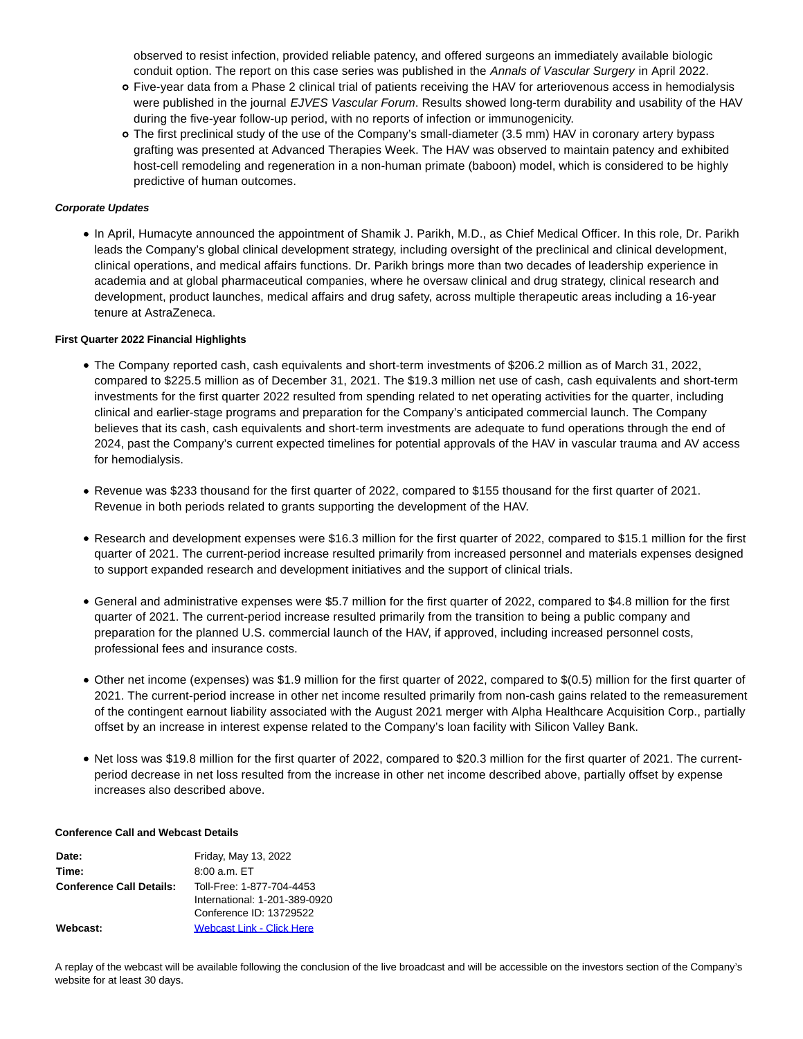observed to resist infection, provided reliable patency, and offered surgeons an immediately available biologic conduit option. The report on this case series was published in the *Annals of Vascular Surgery* in April 2022.

- Five-year data from a Phase 2 clinical trial of patients receiving the HAV for arteriovenous access in hemodialysis were published in the journal *EJVES Vascular Forum*. Results showed long-term durability and usability of the HAV during the five-year follow-up period, with no reports of infection or immunogenicity.
- The first preclinical study of the use of the Company's small-diameter (3.5 mm) HAV in coronary artery bypass grafting was presented at Advanced Therapies Week. The HAV was observed to maintain patency and exhibited host-cell remodeling and regeneration in a non-human primate (baboon) model, which is considered to be highly predictive of human outcomes.

***Corporate Updates***

- In April, Humacyte announced the appointment of Shamik J. Parikh, M.D., as Chief Medical Officer. In this role, Dr. Parikh leads the Company's global clinical development strategy, including oversight of the preclinical and clinical development, clinical operations, and medical affairs functions. Dr. Parikh brings more than two decades of leadership experience in academia and at global pharmaceutical companies, where he oversaw clinical and drug strategy, clinical research and development, product launches, medical affairs and drug safety, across multiple therapeutic areas including a 16-year tenure at AstraZeneca.

**First Quarter 2022 Financial Highlights**

- The Company reported cash, cash equivalents and short-term investments of $206.2 million as of March 31, 2022, compared to $225.5 million as of December 31, 2021. The $19.3 million net use of cash, cash equivalents and short-term investments for the first quarter 2022 resulted from spending related to net operating activities for the quarter, including clinical and earlier-stage programs and preparation for the Company's anticipated commercial launch. The Company believes that its cash, cash equivalents and short-term investments are adequate to fund operations through the end of 2024, past the Company's current expected timelines for potential approvals of the HAV in vascular trauma and AV access for hemodialysis.

- Revenue was $233 thousand for the first quarter of 2022, compared to $155 thousand for the first quarter of 2021. Revenue in both periods related to grants supporting the development of the HAV.

- Research and development expenses were $16.3 million for the first quarter of 2022, compared to $15.1 million for the first quarter of 2021. The current-period increase resulted primarily from increased personnel and materials expenses designed to support expanded research and development initiatives and the support of clinical trials.

- General and administrative expenses were $5.7 million for the first quarter of 2022, compared to $4.8 million for the first quarter of 2021. The current-period increase resulted primarily from the transition to being a public company and preparation for the planned U.S. commercial launch of the HAV, if approved, including increased personnel costs, professional fees and insurance costs.

- Other net income (expenses) was $1.9 million for the first quarter of 2022, compared to $(0.5) million for the first quarter of 2021. The current-period increase in other net income resulted primarily from non-cash gains related to the remeasurement of the contingent earnout liability associated with the August 2021 merger with Alpha Healthcare Acquisition Corp., partially offset by an increase in interest expense related to the Company's loan facility with Silicon Valley Bank.

- Net loss was $19.8 million for the first quarter of 2022, compared to $20.3 million for the first quarter of 2021. The current-period decrease in net loss resulted from the increase in other net income described above, partially offset by expense increases also described above.

**Conference Call and Webcast Details**

| | |
|---|---|
| **Date:** | Friday, May 13, 2022 |
| **Time:** | 8:00 a.m. ET |
| **Conference Call Details:** | Toll-Free: 1-877-704-4453<br>International: 1-201-389-0920<br>Conference ID: 13729522 |
| **Webcast:** | Webcast Link - Click Here |

A replay of the webcast will be available following the conclusion of the live broadcast and will be accessible on the investors section of the Company's website for at least 30 days.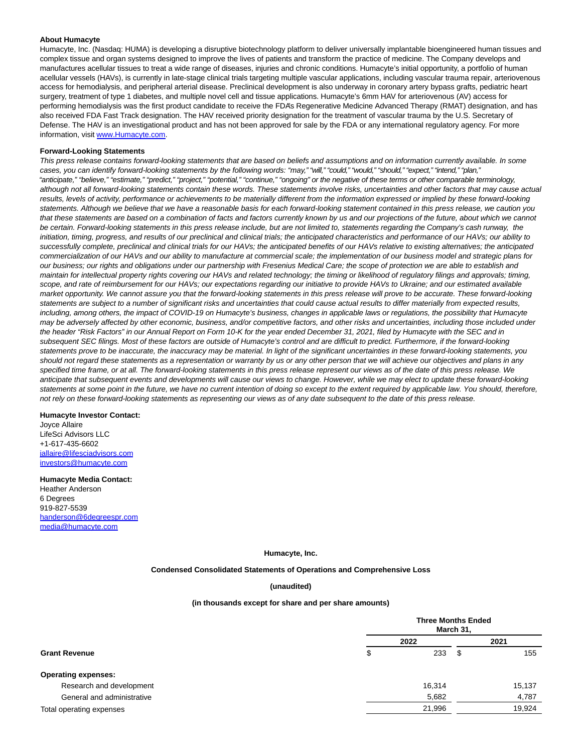**About Humacyte**

Humacyte, Inc. (Nasdaq: HUMA) is developing a disruptive biotechnology platform to deliver universally implantable bioengineered human tissues and complex tissue and organ systems designed to improve the lives of patients and transform the practice of medicine. The Company develops and manufactures acellular tissues to treat a wide range of diseases, injuries and chronic conditions. Humacyte's initial opportunity, a portfolio of human acellular vessels (HAVs), is currently in late-stage clinical trials targeting multiple vascular applications, including vascular trauma repair, arteriovenous access for hemodialysis, and peripheral arterial disease. Preclinical development is also underway in coronary artery bypass grafts, pediatric heart surgery, treatment of type 1 diabetes, and multiple novel cell and tissue applications. Humacyte's 6mm HAV for arteriovenous (AV) access for performing hemodialysis was the first product candidate to receive the FDA's Regenerative Medicine Advanced Therapy (RMAT) designation, and has also received FDA Fast Track designation. The HAV received priority designation for the treatment of vascular trauma by the U.S. Secretary of Defense. The HAV is an investigational product and has not been approved for sale by the FDA or any international regulatory agency. For more information, visit [www.Humacyte.com](http://www.Humacyte.com).

**Forward-Looking Statements**

*This press release contains forward-looking statements that are based on beliefs and assumptions and on information currently available. In some cases, you can identify forward-looking statements by the following words: "may," "will," "could," "would," "should," "expect," "intend," "plan," "anticipate," "believe," "estimate," "predict," "project," "potential," "continue," "ongoing" or the negative of these terms or other comparable terminology, although not all forward-looking statements contain these words. These statements involve risks, uncertainties and other factors that may cause actual results, levels of activity, performance or achievements to be materially different from the information expressed or implied by these forward-looking statements. Although we believe that we have a reasonable basis for each forward-looking statement contained in this press release, we caution you that these statements are based on a combination of facts and factors currently known by us and our projections of the future, about which we cannot be certain. Forward-looking statements in this press release include, but are not limited to, statements regarding the Company's cash runway, the initiation, timing, progress, and results of our preclinical and clinical trials; the anticipated characteristics and performance of our HAVs; our ability to successfully complete, preclinical and clinical trials for our HAVs; the anticipated benefits of our HAVs relative to existing alternatives; the anticipated commercialization of our HAVs and our ability to manufacture at commercial scale; the implementation of our business model and strategic plans for our business; our rights and obligations under our partnership with Fresenius Medical Care; the scope of protection we are able to establish and maintain for intellectual property rights covering our HAVs and related technology; the timing or likelihood of regulatory filings and approvals; timing, scope, and rate of reimbursement for our HAVs; our expectations regarding our initiative to provide HAVs to Ukraine; and our estimated available market opportunity. We cannot assure you that the forward-looking statements in this press release will prove to be accurate. These forward-looking statements are subject to a number of significant risks and uncertainties that could cause actual results to differ materially from expected results, including, among others, the impact of COVID-19 on Humacyte's business, changes in applicable laws or regulations, the possibility that Humacyte may be adversely affected by other economic, business, and/or competitive factors, and other risks and uncertainties, including those included under the header "Risk Factors" in our Annual Report on Form 10-K for the year ended December 31, 2021, filed by Humacyte with the SEC and in subsequent SEC filings. Most of these factors are outside of Humacyte's control and are difficult to predict. Furthermore, if the forward-looking statements prove to be inaccurate, the inaccuracy may be material. In light of the significant uncertainties in these forward-looking statements, you should not regard these statements as a representation or warranty by us or any other person that we will achieve our objectives and plans in any specified time frame, or at all. The forward-looking statements in this press release represent our views as of the date of this press release. We anticipate that subsequent events and developments will cause our views to change. However, while we may elect to update these forward-looking statements at some point in the future, we have no current intention of doing so except to the extent required by applicable law. You should, therefore, not rely on these forward-looking statements as representing our views as of any date subsequent to the date of this press release.*

**Humacyte Investor Contact:**
Joyce Allaire
LifeSci Advisors LLC
+1-617-435-6602
[jallaire@lifesciadvisors.com](mailto:jallaire@lifesciadvisors.com)
[investors@humacyte.com](mailto:investors@humacyte.com)

**Humacyte Media Contact:**
Heather Anderson
6 Degrees
919-827-5539
[handerson@6degreespr.com](mailto:handerson@6degreespr.com)
[media@humacyte.com](mailto:media@humacyte.com)

**Humacyte, Inc.**

**Condensed Consolidated Statements of Operations and Comprehensive Loss**

**(unaudited)**

**(in thousands except for share and per share amounts)**

| | Three Months Ended March 31, | |
|---|---|---|
| | 2022 | 2021 |
| **Grant Revenue** | $ 233 | $ 155 |
| **Operating expenses:** | | |
| Research and development | 16,314 | 15,137 |
| General and administrative | 5,682 | 4,787 |
| Total operating expenses | 21,996 | 19,924 |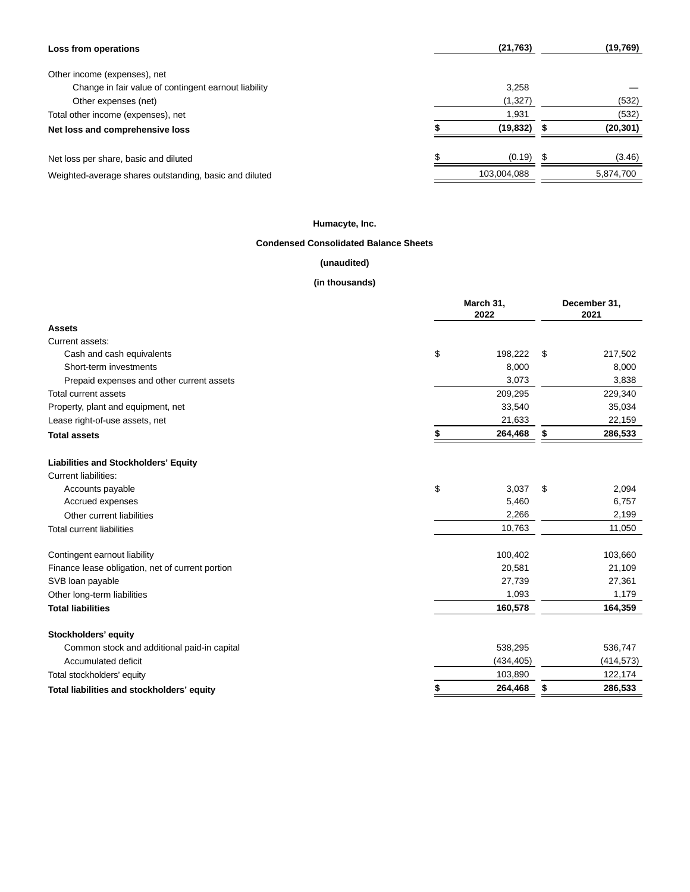| | | |
|---|---|---|
| **Loss from operations** | **(21,763)** | **(19,769)** |
| Other income (expenses), net | | |
| Change in fair value of contingent earnout liability | 3,258 | — |
| Other expenses (net) | (1,327) | (532) |
| Total other income (expenses), net | 1,931 | (532) |
| **Net loss and comprehensive loss** | **$ (19,832)** | **$ (20,301)** |
| Net loss per share, basic and diluted | $ (0.19) | $ (3.46) |
| Weighted-average shares outstanding, basic and diluted | 103,004,088 | 5,874,700 |

**Humacyte, Inc.**

**Condensed Consolidated Balance Sheets**

**(unaudited)**

**(in thousands)**

| | March 31, 2022 | December 31, 2021 |
|---|---|---|
| **Assets** | | |
| Current assets: | | |
| Cash and cash equivalents | $ 198,222 | $ 217,502 |
| Short-term investments | 8,000 | 8,000 |
| Prepaid expenses and other current assets | 3,073 | 3,838 |
| Total current assets | 209,295 | 229,340 |
| Property, plant and equipment, net | 33,540 | 35,034 |
| Lease right-of-use assets, net | 21,633 | 22,159 |
| **Total assets** | **$ 264,468** | **$ 286,533** |
| **Liabilities and Stockholders' Equity** | | |
| Current liabilities: | | |
| Accounts payable | $ 3,037 | $ 2,094 |
| Accrued expenses | 5,460 | 6,757 |
| Other current liabilities | 2,266 | 2,199 |
| Total current liabilities | 10,763 | 11,050 |
| Contingent earnout liability | 100,402 | 103,660 |
| Finance lease obligation, net of current portion | 20,581 | 21,109 |
| SVB loan payable | 27,739 | 27,361 |
| Other long-term liabilities | 1,093 | 1,179 |
| **Total liabilities** | **160,578** | **164,359** |
| **Stockholders' equity** | | |
| Common stock and additional paid-in capital | 538,295 | 536,747 |
| Accumulated deficit | (434,405) | (414,573) |
| Total stockholders' equity | 103,890 | 122,174 |
| **Total liabilities and stockholders' equity** | **$ 264,468** | **$ 286,533** |